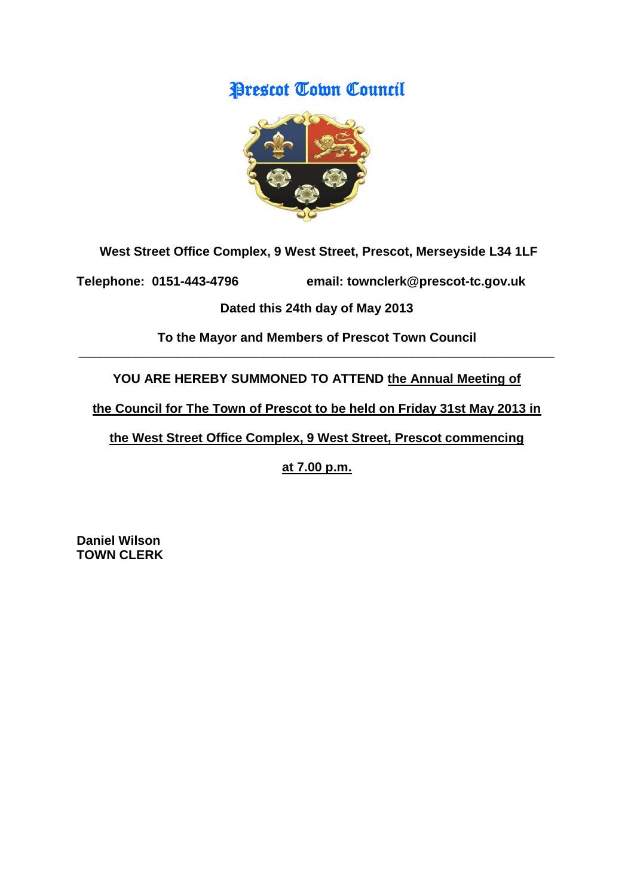# Prescot Town Council

**West Street Office Complex, 9 West Street, Prescot, Merseyside L34 1LF**

**Telephone: 0151-443-4796 email: townclerk@prescot-tc.gov.uk**

**Dated this 24th day of May 2013**

**To the Mayor and Members of Prescot Town Council**

---

**YOU ARE HEREBY SUMMONED TO ATTEND <u>the Annual Meeting of the Council for The Town of Prescot to be held on Friday 31st May 2013 in the West Street Office Complex, 9 West Street, Prescot commencing at 7.00 p.m.</u>**

**Daniel Wilson**
**TOWN CLERK**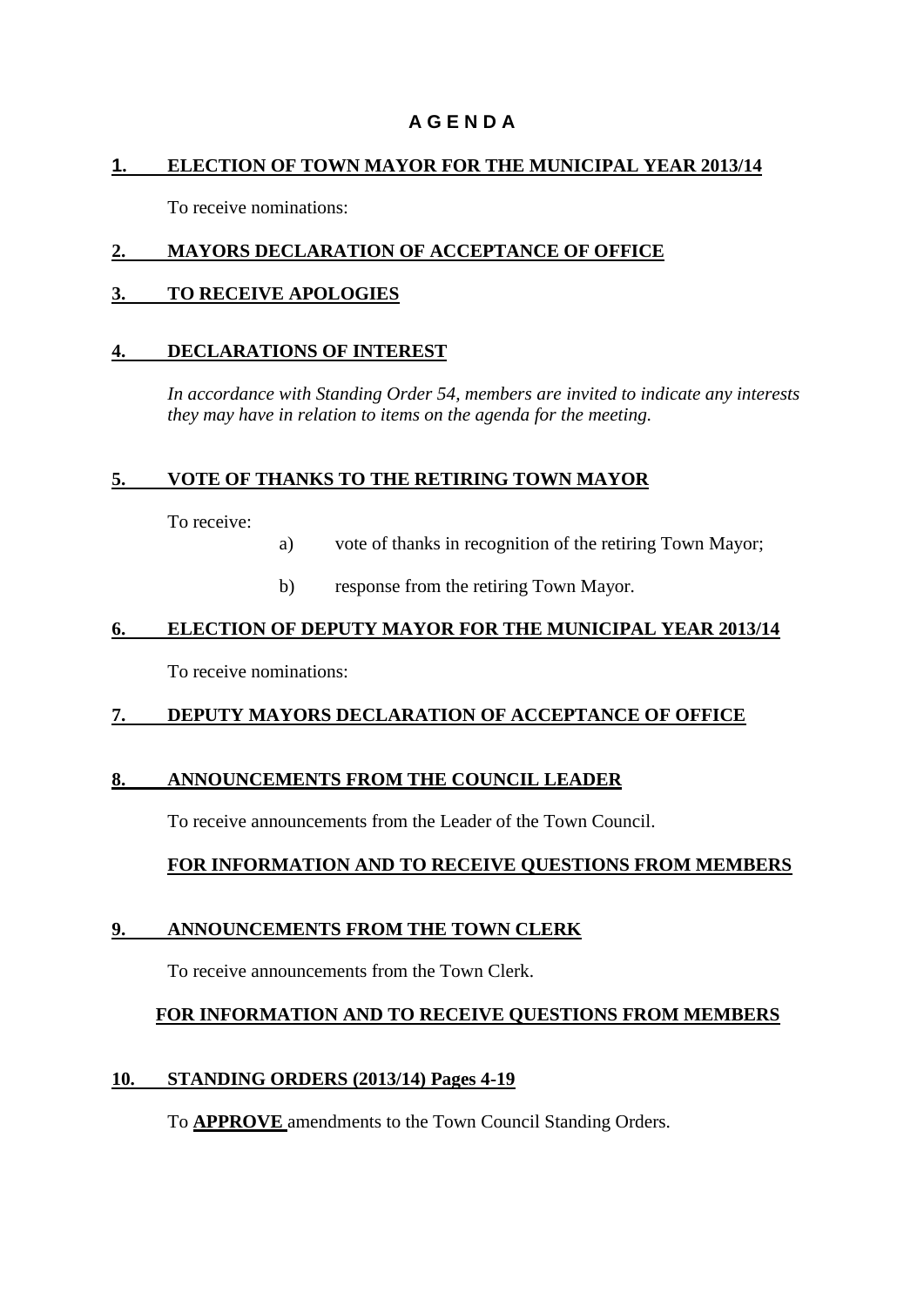# A G E N D A

## 1. ELECTION OF TOWN MAYOR FOR THE MUNICIPAL YEAR 2013/14

To receive nominations:

## 2. MAYORS DECLARATION OF ACCEPTANCE OF OFFICE

## 3. TO RECEIVE APOLOGIES

## 4. DECLARATIONS OF INTEREST

*In accordance with Standing Order 54, members are invited to indicate any interests they may have in relation to items on the agenda for the meeting.*

## 5. VOTE OF THANKS TO THE RETIRING TOWN MAYOR

To receive:

a) vote of thanks in recognition of the retiring Town Mayor;

b) response from the retiring Town Mayor.

## 6. ELECTION OF DEPUTY MAYOR FOR THE MUNICIPAL YEAR 2013/14

To receive nominations:

## 7. DEPUTY MAYORS DECLARATION OF ACCEPTANCE OF OFFICE

## 8. ANNOUNCEMENTS FROM THE COUNCIL LEADER

To receive announcements from the Leader of the Town Council.

**FOR INFORMATION AND TO RECEIVE QUESTIONS FROM MEMBERS**

## 9. ANNOUNCEMENTS FROM THE TOWN CLERK

To receive announcements from the Town Clerk.

**FOR INFORMATION AND TO RECEIVE QUESTIONS FROM MEMBERS**

## 10. STANDING ORDERS (2013/14) Pages 4-19

To **APPROVE** amendments to the Town Council Standing Orders.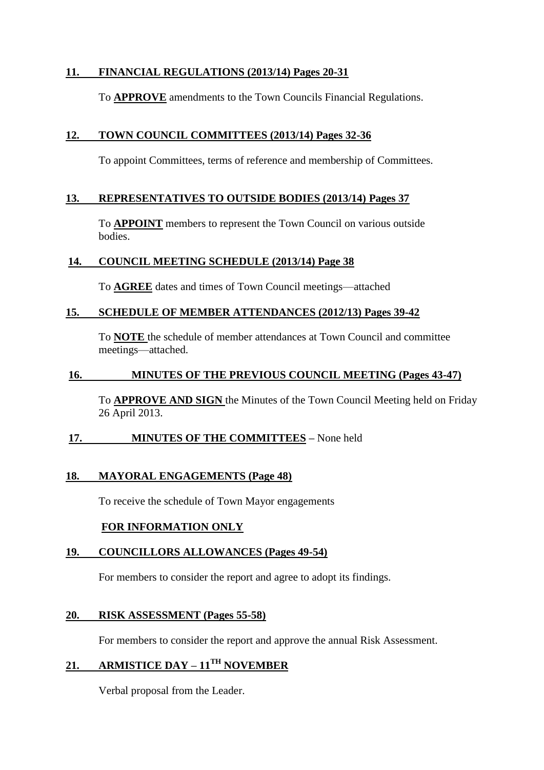## 11. FINANCIAL REGULATIONS (2013/14) Pages 20-31

To **APPROVE** amendments to the Town Councils Financial Regulations.

## 12. TOWN COUNCIL COMMITTEES (2013/14) Pages 32-36

To appoint Committees, terms of reference and membership of Committees.

## 13. REPRESENTATIVES TO OUTSIDE BODIES (2013/14) Pages 37

To **APPOINT** members to represent the Town Council on various outside bodies.

## 14. COUNCIL MEETING SCHEDULE (2013/14) Page 38

To **AGREE** dates and times of Town Council meetings—attached

## 15. SCHEDULE OF MEMBER ATTENDANCES (2012/13) Pages 39-42

To **NOTE** the schedule of member attendances at Town Council and committee meetings—attached.

## 16. MINUTES OF THE PREVIOUS COUNCIL MEETING (Pages 43-47)

To **APPROVE AND SIGN** the Minutes of the Town Council Meeting held on Friday 26 April 2013.

## 17. MINUTES OF THE COMMITTEES – None held

## 18. MAYORAL ENGAGEMENTS (Page 48)

To receive the schedule of Town Mayor engagements

**FOR INFORMATION ONLY**

## 19. COUNCILLORS ALLOWANCES (Pages 49-54)

For members to consider the report and agree to adopt its findings.

## 20. RISK ASSESSMENT (Pages 55-58)

For members to consider the report and approve the annual Risk Assessment.

## 21. ARMISTICE DAY – 11$^{TH}$ NOVEMBER

Verbal proposal from the Leader.